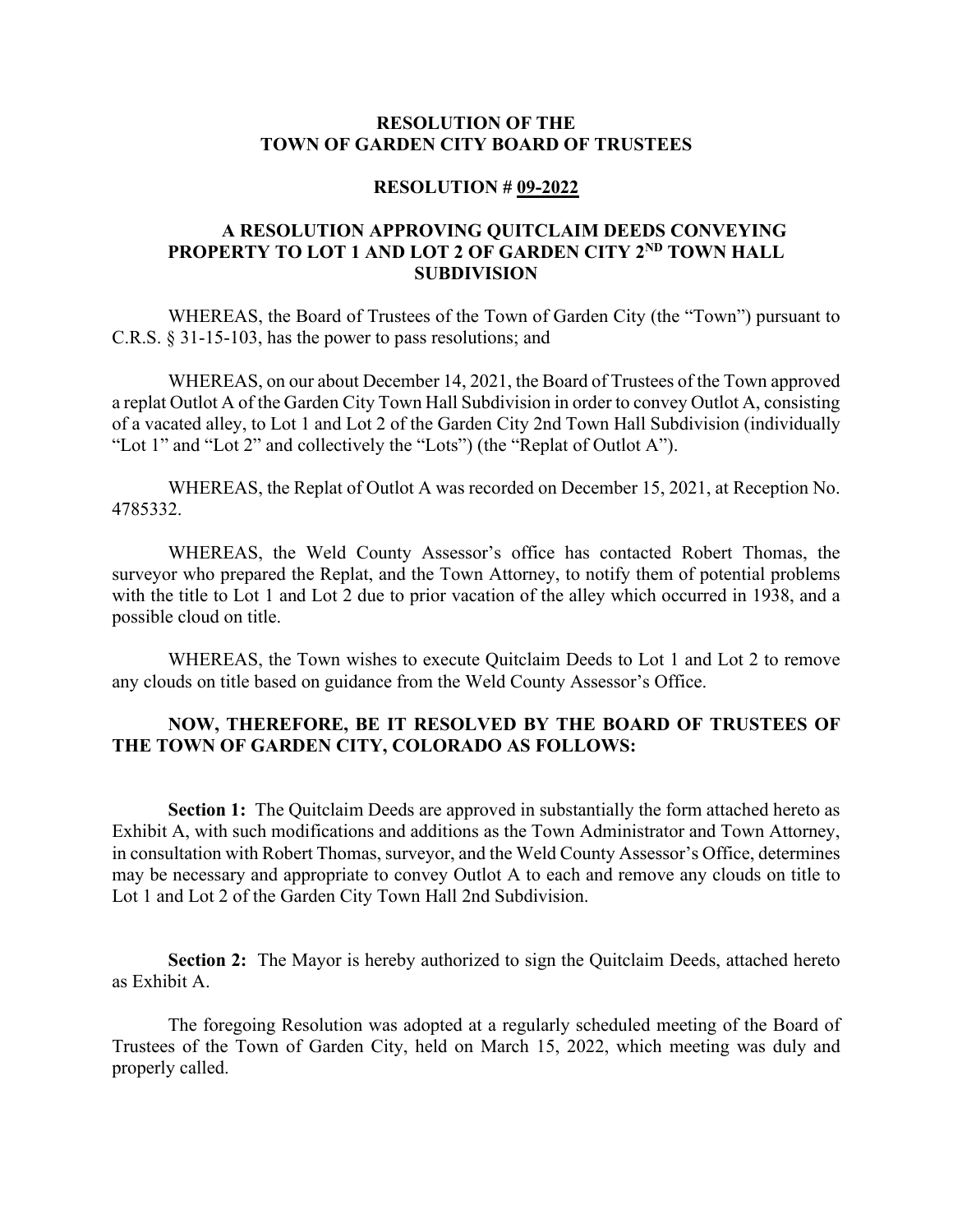**RESOLUTION OF THE**
**TOWN OF GARDEN CITY BOARD OF TRUSTEES**

**RESOLUTION # 09-2022**

**A RESOLUTION APPROVING QUITCLAIM DEEDS CONVEYING PROPERTY TO LOT 1 AND LOT 2 OF GARDEN CITY 2ND TOWN HALL SUBDIVISION**

WHEREAS, the Board of Trustees of the Town of Garden City (the "Town") pursuant to C.R.S. § 31-15-103, has the power to pass resolutions; and

WHEREAS, on our about December 14, 2021, the Board of Trustees of the Town approved a replat Outlot A of the Garden City Town Hall Subdivision in order to convey Outlot A, consisting of a vacated alley, to Lot 1 and Lot 2 of the Garden City 2nd Town Hall Subdivision (individually "Lot 1" and "Lot 2" and collectively the "Lots") (the "Replat of Outlot A").

WHEREAS, the Replat of Outlot A was recorded on December 15, 2021, at Reception No. 4785332.

WHEREAS, the Weld County Assessor's office has contacted Robert Thomas, the surveyor who prepared the Replat, and the Town Attorney, to notify them of potential problems with the title to Lot 1 and Lot 2 due to prior vacation of the alley which occurred in 1938, and a possible cloud on title.

WHEREAS, the Town wishes to execute Quitclaim Deeds to Lot 1 and Lot 2 to remove any clouds on title based on guidance from the Weld County Assessor's Office.

**NOW, THEREFORE, BE IT RESOLVED BY THE BOARD OF TRUSTEES OF THE TOWN OF GARDEN CITY, COLORADO AS FOLLOWS:**

**Section 1:** The Quitclaim Deeds are approved in substantially the form attached hereto as Exhibit A, with such modifications and additions as the Town Administrator and Town Attorney, in consultation with Robert Thomas, surveyor, and the Weld County Assessor's Office, determines may be necessary and appropriate to convey Outlot A to each and remove any clouds on title to Lot 1 and Lot 2 of the Garden City Town Hall 2nd Subdivision.

**Section 2:** The Mayor is hereby authorized to sign the Quitclaim Deeds, attached hereto as Exhibit A.

The foregoing Resolution was adopted at a regularly scheduled meeting of the Board of Trustees of the Town of Garden City, held on March 15, 2022, which meeting was duly and properly called.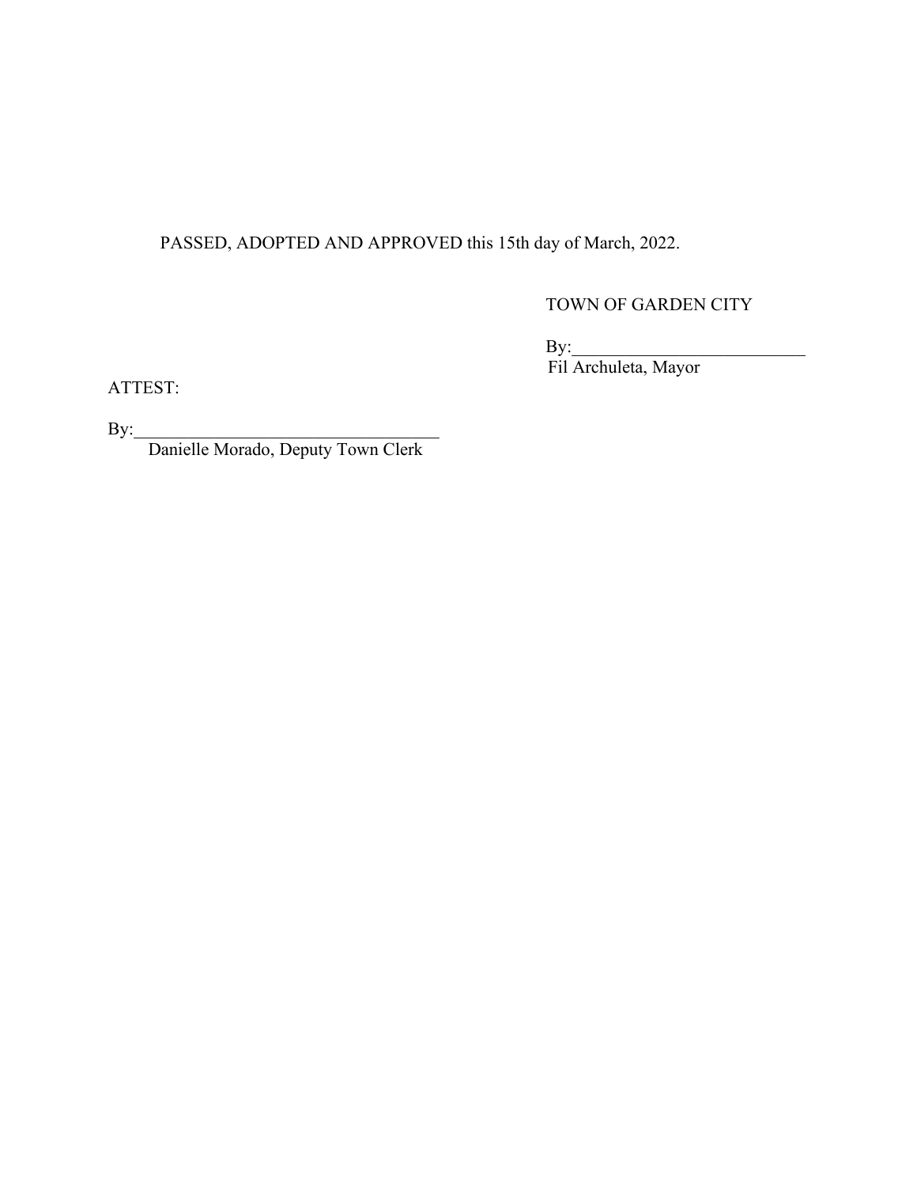PASSED, ADOPTED AND APPROVED this 15th day of March, 2022.

TOWN OF GARDEN CITY

By:__________________________
Fil Archuleta, Mayor

ATTEST:

By:__________________________________
Danielle Morado, Deputy Town Clerk